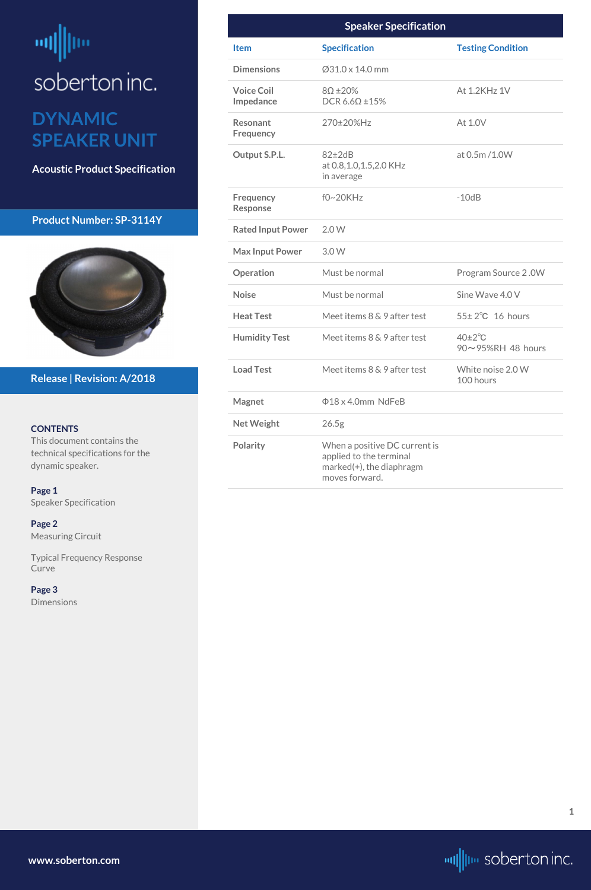# soberton inc.

# DYNAMIC SPEAKER UNIT

**Acoustic Product Specification**

**Product Number: SP-3114Y**

**Release | Revision: A/2018**

**CONTENTS**

This document contains the technical specifications for the dynamic speaker.

**Page 1**
Speaker Specification

**Page 2**
Measuring Circuit

Typical Frequency Response Curve

**Page 3**
Dimensions

## Speaker Specification

| Item | Specification | Testing Condition |
|---|---|---|
| Dimensions | Ø31.0 x 14.0 mm | |
| Voice Coil Impedance | 8Ω ±20%<br>DCR 6.6Ω ±15% | At 1.2KHz 1V |
| Resonant Frequency | 270±20%Hz | At 1.0V |
| Output S.P.L. | 82±2dB<br>at 0.8,1.0,1.5,2.0 KHz<br>in average | at 0.5m /1.0W |
| Frequency Response | f0~20KHz | -10dB |
| Rated Input Power | 2.0 W | |
| Max Input Power | 3.0 W | |
| Operation | Must be normal | Program Source 2 .0W |
| Noise | Must be normal | Sine Wave 4.0 V |
| Heat Test | Meet items 8 & 9 after test | 55± 2℃ 16 hours |
| Humidity Test | Meet items 8 & 9 after test | 40±2℃<br>90～95%RH 48 hours |
| Load Test | Meet items 8 & 9 after test | White noise 2.0 W<br>100 hours |
| Magnet | Φ18 x 4.0mm NdFeB | |
| Net Weight | 26.5g | |
| Polarity | When a positive DC current is applied to the terminal marked(+), the diaphragm moves forward. | |

www.soberton.com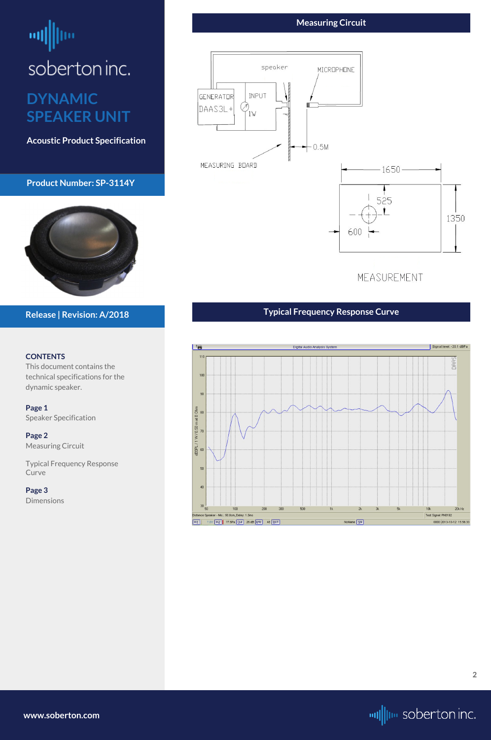# DYNAMIC SPEAKER UNIT

**Acoustic Product Specification**

**Product Number: SP-3114Y**

**Release | Revision: A/2018**

**CONTENTS**

This document contains the technical specifications for the dynamic speaker.

**Page 1**
Speaker Specification

**Page 2**
Measuring Circuit

Typical Frequency Response Curve

**Page 3**
Dimensions

## Measuring Circuit

speaker

MICROPHONE

GENERATOR DAAS3L+

INPUT 1W

0.5M

MEASURING BOARD

1650

525

600

1350

MEASUREMENT

## Typical Frequency Response Curve

**www.soberton.com**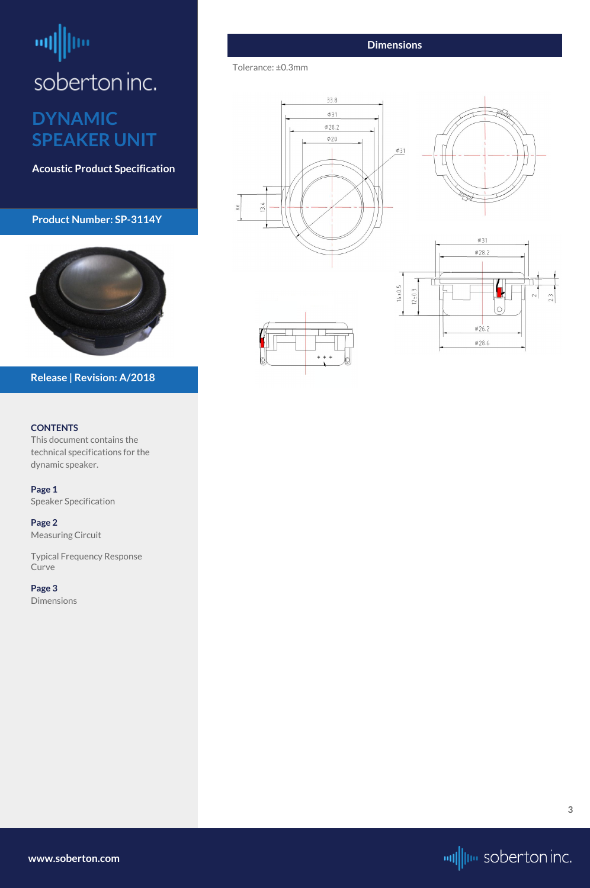# soberton inc.

## DYNAMIC SPEAKER UNIT

**Acoustic Product Specification**

**Product Number: SP-3114Y**

**Release | Revision: A/2018**

**CONTENTS**

This document contains the technical specifications for the dynamic speaker.

**Page 1**
Speaker Specification

**Page 2**
Measuring Circuit

Typical Frequency Response Curve

**Page 3**
Dimensions

## Dimensions

Tolerance: ±0.3mm

33.8
φ31
φ28.2
φ20
φ31
8.6
13.4

φ31
φ28.2
14±0.5
12±0.3
2
2.3
φ26.2
φ28.6

**www.soberton.com**